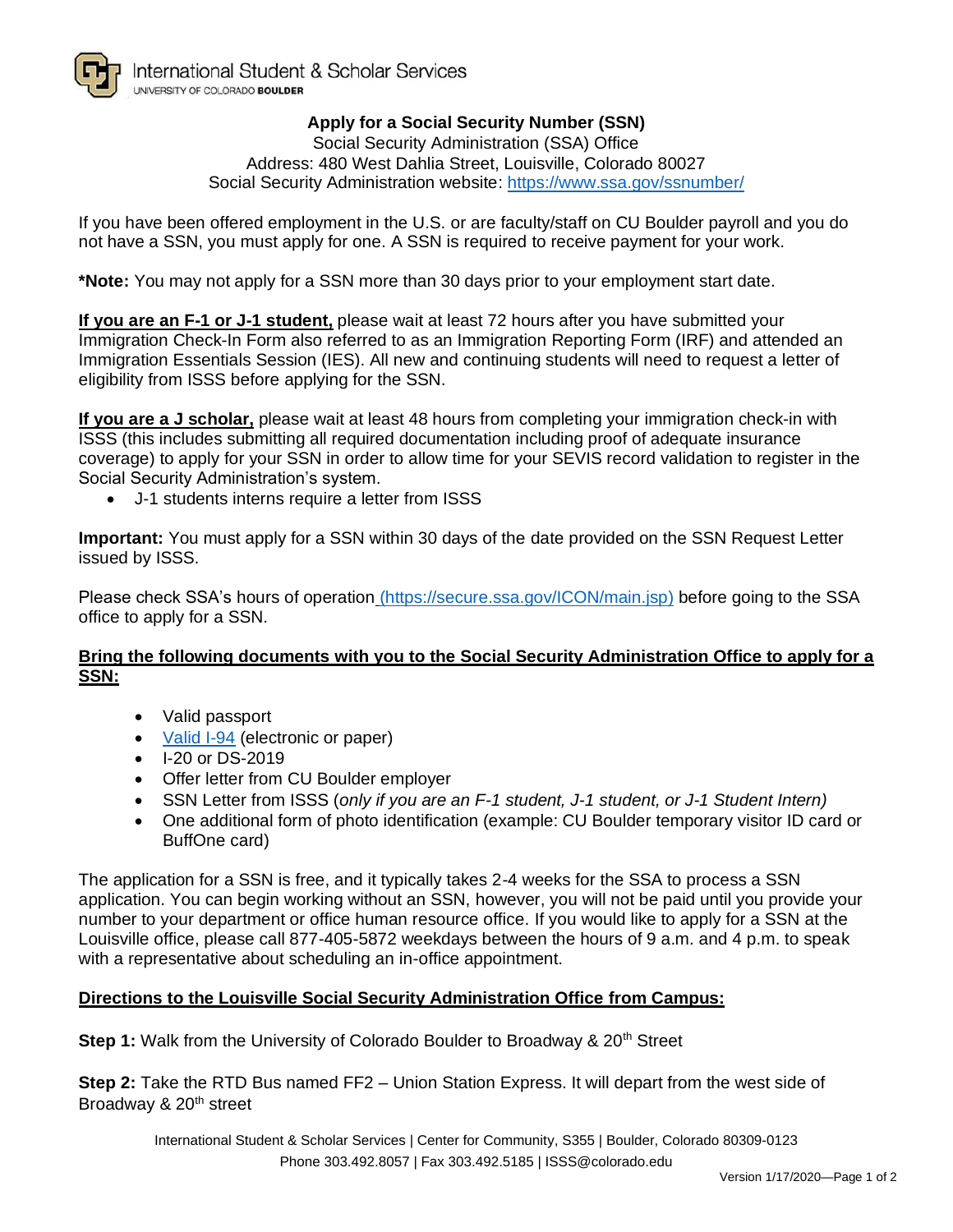International Student & Scholar Services
UNIVERSITY OF COLORADO **BOULDER**

# Apply for a Social Security Number (SSN)

Social Security Administration (SSA) Office
Address: 480 West Dahlia Street, Louisville, Colorado 80027
Social Security Administration website: https://www.ssa.gov/ssnumber/

If you have been offered employment in the U.S. or are faculty/staff on CU Boulder payroll and you do not have a SSN, you must apply for one. A SSN is required to receive payment for your work.

***Note:** You may not apply for a SSN more than 30 days prior to your employment start date.

**If you are an F-1 or J-1 student,** please wait at least 72 hours after you have submitted your Immigration Check-In Form also referred to as an Immigration Reporting Form (IRF) and attended an Immigration Essentials Session (IES). All new and continuing students will need to request a letter of eligibility from ISSS before applying for the SSN.

**If you are a J scholar,** please wait at least 48 hours from completing your immigration check-in with ISSS (this includes submitting all required documentation including proof of adequate insurance coverage) to apply for your SSN in order to allow time for your SEVIS record validation to register in the Social Security Administration's system.

- J-1 students interns require a letter from ISSS

**Important:** You must apply for a SSN within 30 days of the date provided on the SSN Request Letter issued by ISSS.

Please check SSA's hours of operation (https://secure.ssa.gov/ICON/main.jsp) before going to the SSA office to apply for a SSN.

## Bring the following documents with you to the Social Security Administration Office to apply for a SSN:

- Valid passport
- Valid I-94 (electronic or paper)
- I-20 or DS-2019
- Offer letter from CU Boulder employer
- SSN Letter from ISSS (*only if you are an F-1 student, J-1 student, or J-1 Student Intern)*
- One additional form of photo identification (example: CU Boulder temporary visitor ID card or BuffOne card)

The application for a SSN is free, and it typically takes 2-4 weeks for the SSA to process a SSN application. You can begin working without an SSN, however, you will not be paid until you provide your number to your department or office human resource office. If you would like to apply for a SSN at the Louisville office, please call 877-405-5872 weekdays between the hours of 9 a.m. and 4 p.m. to speak with a representative about scheduling an in-office appointment.

## Directions to the Louisville Social Security Administration Office from Campus:

**Step 1:** Walk from the University of Colorado Boulder to Broadway & 20th Street

**Step 2:** Take the RTD Bus named FF2 – Union Station Express. It will depart from the west side of Broadway & 20th street

International Student & Scholar Services | Center for Community, S355 | Boulder, Colorado 80309-0123
Phone 303.492.8057 | Fax 303.492.5185 | ISSS@colorado.edu

Version 1/17/2020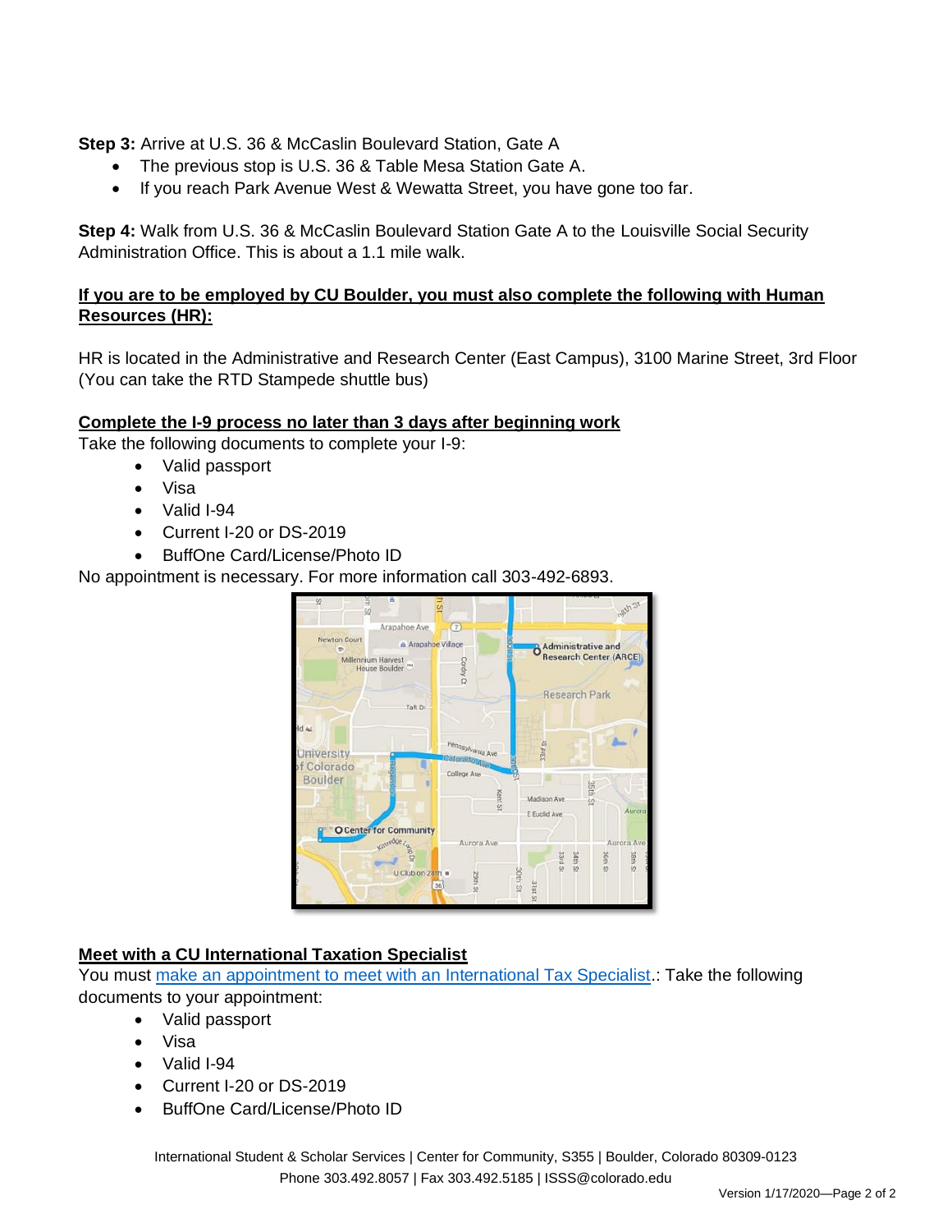**Step 3:** Arrive at U.S. 36 & McCaslin Boulevard Station, Gate A

- The previous stop is U.S. 36 & Table Mesa Station Gate A.
- If you reach Park Avenue West & Wewatta Street, you have gone too far.

**Step 4:** Walk from U.S. 36 & McCaslin Boulevard Station Gate A to the Louisville Social Security Administration Office. This is about a 1.1 mile walk.

**If you are to be employed by CU Boulder, you must also complete the following with Human Resources (HR):**

HR is located in the Administrative and Research Center (East Campus), 3100 Marine Street, 3rd Floor (You can take the RTD Stampede shuttle bus)

**Complete the I-9 process no later than 3 days after beginning work**

Take the following documents to complete your I-9:

- Valid passport
- Visa
- Valid I-94
- Current I-20 or DS-2019
- BuffOne Card/License/Photo ID

No appointment is necessary. For more information call 303-492-6893.

**Meet with a CU International Taxation Specialist**

You must make an appointment to meet with an International Tax Specialist.: Take the following documents to your appointment:

- Valid passport
- Visa
- Valid I-94
- Current I-20 or DS-2019
- BuffOne Card/License/Photo ID

International Student & Scholar Services | Center for Community, S355 | Boulder, Colorado 80309-0123
Phone 303.492.8057 | Fax 303.492.5185 | ISSS@colorado.edu